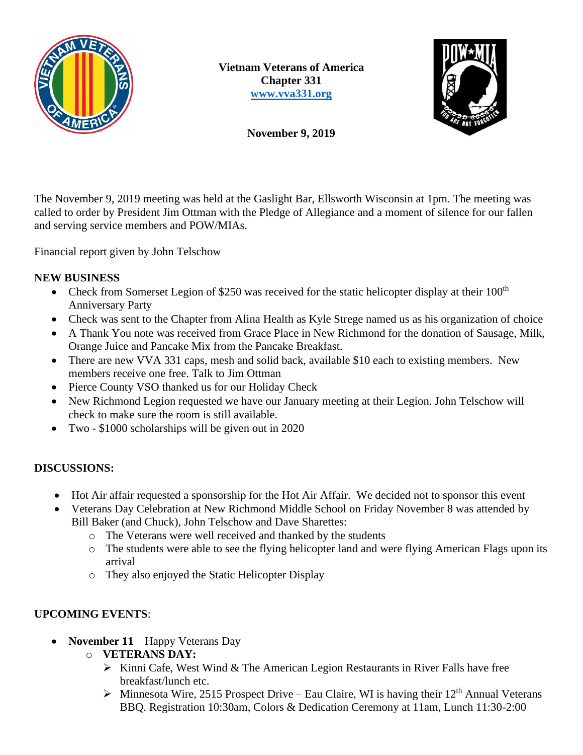**Vietnam Veterans of America**
**Chapter 331**
**[www.vva331.org](http://www.vva331.org)**

**November 9, 2019**

The November 9, 2019 meeting was held at the Gaslight Bar, Ellsworth Wisconsin at 1pm. The meeting was called to order by President Jim Ottman with the Pledge of Allegiance and a moment of silence for our fallen and serving service members and POW/MIAs.

Financial report given by John Telschow

## NEW BUSINESS

- Check from Somerset Legion of $250 was received for the static helicopter display at their 100th Anniversary Party
- Check was sent to the Chapter from Alina Health as Kyle Strege named us as his organization of choice
- A Thank You note was received from Grace Place in New Richmond for the donation of Sausage, Milk, Orange Juice and Pancake Mix from the Pancake Breakfast.
- There are new VVA 331 caps, mesh and solid back, available $10 each to existing members. New members receive one free. Talk to Jim Ottman
- Pierce County VSO thanked us for our Holiday Check
- New Richmond Legion requested we have our January meeting at their Legion. John Telschow will check to make sure the room is still available.
- Two - $1000 scholarships will be given out in 2020

## DISCUSSIONS:

- Hot Air affair requested a sponsorship for the Hot Air Affair. We decided not to sponsor this event
- Veterans Day Celebration at New Richmond Middle School on Friday November 8 was attended by Bill Baker (and Chuck), John Telschow and Dave Sharettes:
  - The Veterans were well received and thanked by the students
  - The students were able to see the flying helicopter land and were flying American Flags upon its arrival
  - They also enjoyed the Static Helicopter Display

## UPCOMING EVENTS:

- **November 11** – Happy Veterans Day
  - **VETERANS DAY:**
    - Kinni Cafe, West Wind & The American Legion Restaurants in River Falls have free breakfast/lunch etc.
    - Minnesota Wire, 2515 Prospect Drive – Eau Claire, WI is having their 12th Annual Veterans BBQ. Registration 10:30am, Colors & Dedication Ceremony at 11am, Lunch 11:30-2:00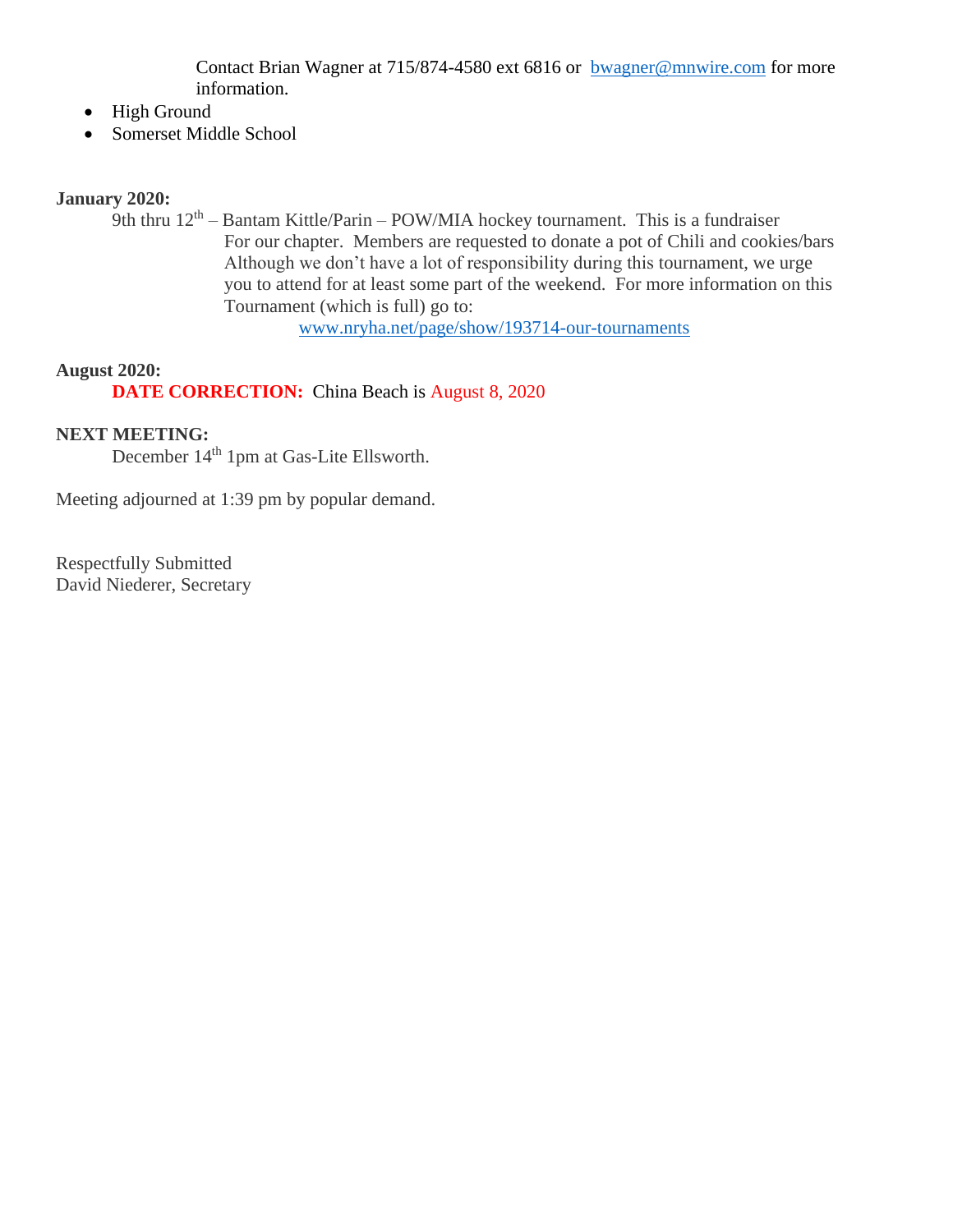Contact Brian Wagner at 715/874-4580 ext 6816 or bwagner@mnwire.com for more information.

- High Ground
- Somerset Middle School

**January 2020:**

9th thru 12th – Bantam Kittle/Parin – POW/MIA hockey tournament. This is a fundraiser For our chapter. Members are requested to donate a pot of Chili and cookies/bars Although we don't have a lot of responsibility during this tournament, we urge you to attend for at least some part of the weekend. For more information on this Tournament (which is full) go to:

www.nryha.net/page/show/193714-our-tournaments

**August 2020:**

**DATE CORRECTION:** China Beach is August 8, 2020

**NEXT MEETING:**

December 14th 1pm at Gas-Lite Ellsworth.

Meeting adjourned at 1:39 pm by popular demand.

Respectfully Submitted
David Niederer, Secretary